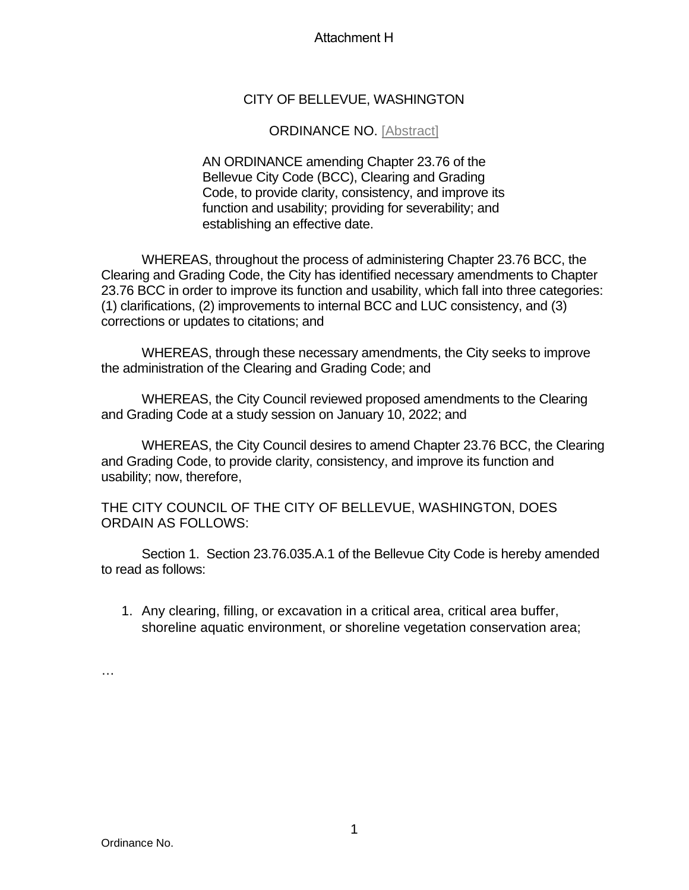Attachment H

CITY OF BELLEVUE, WASHINGTON

ORDINANCE NO. [Abstract]

AN ORDINANCE amending Chapter 23.76 of the Bellevue City Code (BCC), Clearing and Grading Code, to provide clarity, consistency, and improve its function and usability; providing for severability; and establishing an effective date.

WHEREAS, throughout the process of administering Chapter 23.76 BCC, the Clearing and Grading Code, the City has identified necessary amendments to Chapter 23.76 BCC in order to improve its function and usability, which fall into three categories: (1) clarifications, (2) improvements to internal BCC and LUC consistency, and (3) corrections or updates to citations; and

WHEREAS, through these necessary amendments, the City seeks to improve the administration of the Clearing and Grading Code; and

WHEREAS, the City Council reviewed proposed amendments to the Clearing and Grading Code at a study session on January 10, 2022; and

WHEREAS, the City Council desires to amend Chapter 23.76 BCC, the Clearing and Grading Code, to provide clarity, consistency, and improve its function and usability; now, therefore,

THE CITY COUNCIL OF THE CITY OF BELLEVUE, WASHINGTON, DOES ORDAIN AS FOLLOWS:

Section 1. Section 23.76.035.A.1 of the Bellevue City Code is hereby amended to read as follows:

1. Any clearing, filling, or excavation in a critical area, critical area buffer, shoreline aquatic environment, or shoreline vegetation conservation area;

…

Ordinance No.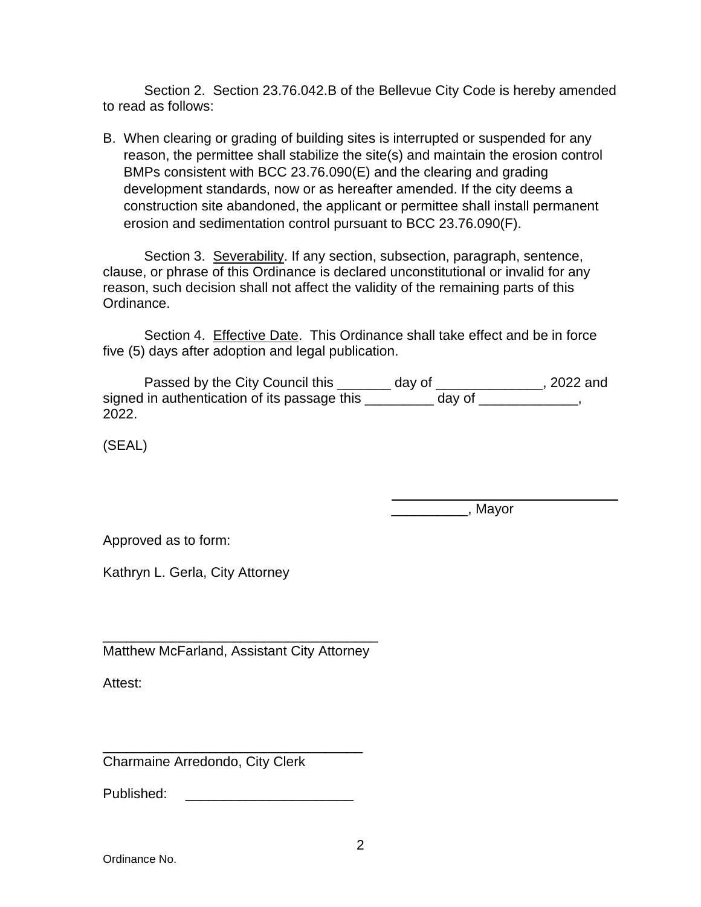Section 2. Section 23.76.042.B of the Bellevue City Code is hereby amended to read as follows:

B. When clearing or grading of building sites is interrupted or suspended for any reason, the permittee shall stabilize the site(s) and maintain the erosion control BMPs consistent with BCC 23.76.090(E) and the clearing and grading development standards, now or as hereafter amended. If the city deems a construction site abandoned, the applicant or permittee shall install permanent erosion and sedimentation control pursuant to BCC 23.76.090(F).

Section 3. Severability. If any section, subsection, paragraph, sentence, clause, or phrase of this Ordinance is declared unconstitutional or invalid for any reason, such decision shall not affect the validity of the remaining parts of this Ordinance.

Section 4. Effective Date. This Ordinance shall take effect and be in force five (5) days after adoption and legal publication.

Passed by the City Council this _______ day of ______________, 2022 and signed in authentication of its passage this _________ day of _____________, 2022.

(SEAL)

______________________________
__________, Mayor

Approved as to form:

Kathryn L. Gerla, City Attorney

___________________________________
Matthew McFarland, Assistant City Attorney

Attest:

_________________________________
Charmaine Arredondo, City Clerk

Published: ______________________

Ordinance No.